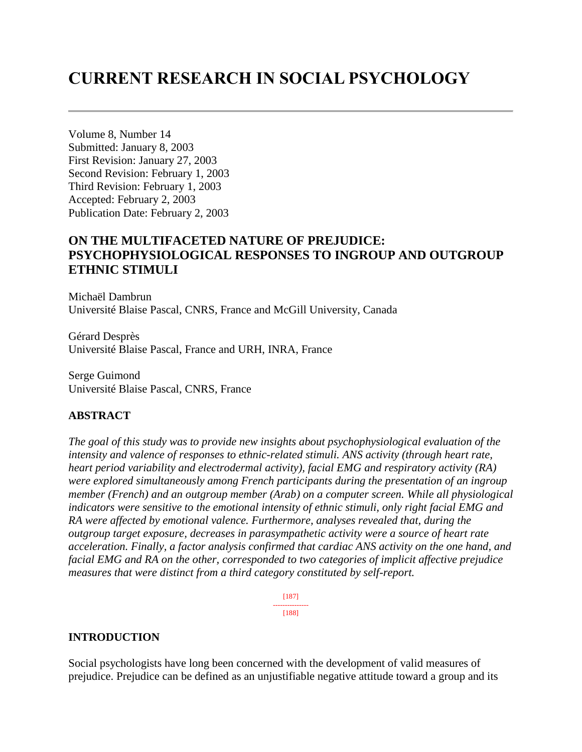# CURRENT RESEARCH IN SOCIAL PSYCHOLOGY

Volume 8, Number 14
Submitted: January 8, 2003
First Revision: January 27, 2003
Second Revision: February 1, 2003
Third Revision: February 1, 2003
Accepted: February 2, 2003
Publication Date: February 2, 2003

## ON THE MULTIFACETED NATURE OF PREJUDICE: PSYCHOPHYSIOLOGICAL RESPONSES TO INGROUP AND OUTGROUP ETHNIC STIMULI

Michaël Dambrun
Université Blaise Pascal, CNRS, France and McGill University, Canada

Gérard Desprès
Université Blaise Pascal, France and URH, INRA, France

Serge Guimond
Université Blaise Pascal, CNRS, France

### ABSTRACT

*The goal of this study was to provide new insights about psychophysiological evaluation of the intensity and valence of responses to ethnic-related stimuli. ANS activity (through heart rate, heart period variability and electrodermal activity), facial EMG and respiratory activity (RA) were explored simultaneously among French participants during the presentation of an ingroup member (French) and an outgroup member (Arab) on a computer screen. While all physiological indicators were sensitive to the emotional intensity of ethnic stimuli, only right facial EMG and RA were affected by emotional valence. Furthermore, analyses revealed that, during the outgroup target exposure, decreases in parasympathetic activity were a source of heart rate acceleration. Finally, a factor analysis confirmed that cardiac ANS activity on the one hand, and facial EMG and RA on the other, corresponded to two categories of implicit affective prejudice measures that were distinct from a third category constituted by self-report.*

### INTRODUCTION

Social psychologists have long been concerned with the development of valid measures of prejudice. Prejudice can be defined as an unjustifiable negative attitude toward a group and its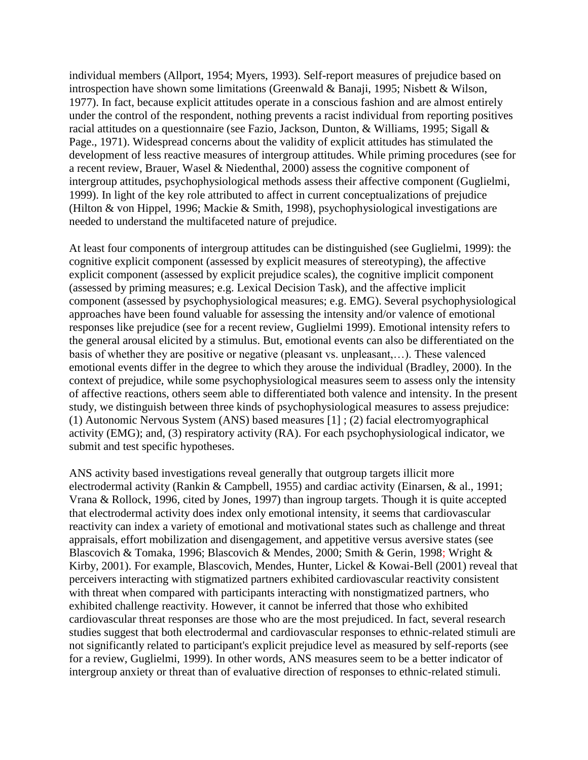individual members (Allport, 1954; Myers, 1993). Self-report measures of prejudice based on introspection have shown some limitations (Greenwald & Banaji, 1995; Nisbett & Wilson, 1977). In fact, because explicit attitudes operate in a conscious fashion and are almost entirely under the control of the respondent, nothing prevents a racist individual from reporting positives racial attitudes on a questionnaire (see Fazio, Jackson, Dunton, & Williams, 1995; Sigall & Page., 1971). Widespread concerns about the validity of explicit attitudes has stimulated the development of less reactive measures of intergroup attitudes. While priming procedures (see for a recent review, Brauer, Wasel & Niedenthal, 2000) assess the cognitive component of intergroup attitudes, psychophysiological methods assess their affective component (Guglielmi, 1999). In light of the key role attributed to affect in current conceptualizations of prejudice (Hilton & von Hippel, 1996; Mackie & Smith, 1998), psychophysiological investigations are needed to understand the multifaceted nature of prejudice.

At least four components of intergroup attitudes can be distinguished (see Guglielmi, 1999): the cognitive explicit component (assessed by explicit measures of stereotyping), the affective explicit component (assessed by explicit prejudice scales), the cognitive implicit component (assessed by priming measures; e.g. Lexical Decision Task), and the affective implicit component (assessed by psychophysiological measures; e.g. EMG). Several psychophysiological approaches have been found valuable for assessing the intensity and/or valence of emotional responses like prejudice (see for a recent review, Guglielmi 1999). Emotional intensity refers to the general arousal elicited by a stimulus. But, emotional events can also be differentiated on the basis of whether they are positive or negative (pleasant vs. unpleasant,…). These valenced emotional events differ in the degree to which they arouse the individual (Bradley, 2000). In the context of prejudice, while some psychophysiological measures seem to assess only the intensity of affective reactions, others seem able to differentiated both valence and intensity. In the present study, we distinguish between three kinds of psychophysiological measures to assess prejudice: (1) Autonomic Nervous System (ANS) based measures [1] ; (2) facial electromyographical activity (EMG); and, (3) respiratory activity (RA). For each psychophysiological indicator, we submit and test specific hypotheses.

ANS activity based investigations reveal generally that outgroup targets illicit more electrodermal activity (Rankin & Campbell, 1955) and cardiac activity (Einarsen, & al., 1991; Vrana & Rollock, 1996, cited by Jones, 1997) than ingroup targets. Though it is quite accepted that electrodermal activity does index only emotional intensity, it seems that cardiovascular reactivity can index a variety of emotional and motivational states such as challenge and threat appraisals, effort mobilization and disengagement, and appetitive versus aversive states (see Blascovich & Tomaka, 1996; Blascovich & Mendes, 2000; Smith & Gerin, 1998; Wright & Kirby, 2001). For example, Blascovich, Mendes, Hunter, Lickel & Kowai-Bell (2001) reveal that perceivers interacting with stigmatized partners exhibited cardiovascular reactivity consistent with threat when compared with participants interacting with nonstigmatized partners, who exhibited challenge reactivity. However, it cannot be inferred that those who exhibited cardiovascular threat responses are those who are the most prejudiced. In fact, several research studies suggest that both electrodermal and cardiovascular responses to ethnic-related stimuli are not significantly related to participant's explicit prejudice level as measured by self-reports (see for a review, Guglielmi, 1999). In other words, ANS measures seem to be a better indicator of intergroup anxiety or threat than of evaluative direction of responses to ethnic-related stimuli.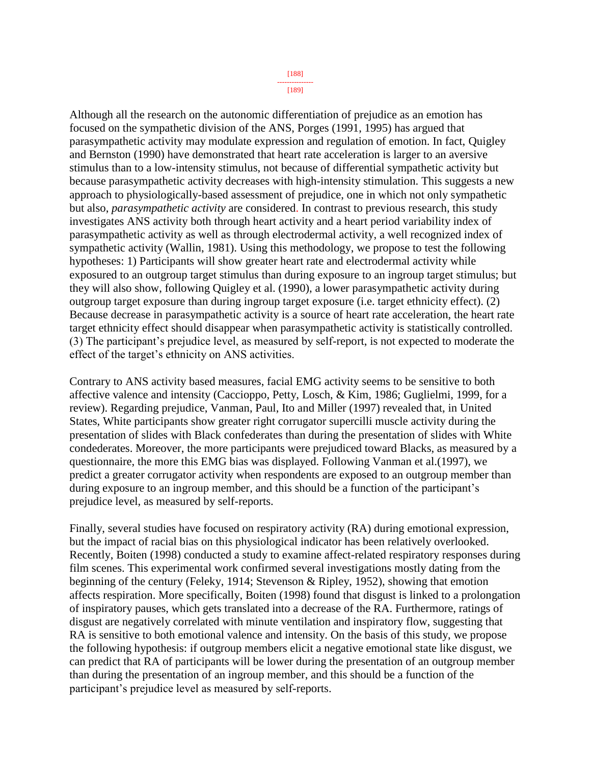Although all the research on the autonomic differentiation of prejudice as an emotion has focused on the sympathetic division of the ANS, Porges (1991, 1995) has argued that parasympathetic activity may modulate expression and regulation of emotion. In fact, Quigley and Bernston (1990) have demonstrated that heart rate acceleration is larger to an aversive stimulus than to a low-intensity stimulus, not because of differential sympathetic activity but because parasympathetic activity decreases with high-intensity stimulation. This suggests a new approach to physiologically-based assessment of prejudice, one in which not only sympathetic but also, *parasympathetic activity* are considered. In contrast to previous research, this study investigates ANS activity both through heart activity and a heart period variability index of parasympathetic activity as well as through electrodermal activity, a well recognized index of sympathetic activity (Wallin, 1981). Using this methodology, we propose to test the following hypotheses: 1) Participants will show greater heart rate and electrodermal activity while exposured to an outgroup target stimulus than during exposure to an ingroup target stimulus; but they will also show, following Quigley et al. (1990), a lower parasympathetic activity during outgroup target exposure than during ingroup target exposure (i.e. target ethnicity effect). (2) Because decrease in parasympathetic activity is a source of heart rate acceleration, the heart rate target ethnicity effect should disappear when parasympathetic activity is statistically controlled. (3) The participant's prejudice level, as measured by self-report, is not expected to moderate the effect of the target's ethnicity on ANS activities.

Contrary to ANS activity based measures, facial EMG activity seems to be sensitive to both affective valence and intensity (Caccioppo, Petty, Losch, & Kim, 1986; Guglielmi, 1999, for a review). Regarding prejudice, Vanman, Paul, Ito and Miller (1997) revealed that, in United States, White participants show greater right corrugator supercilli muscle activity during the presentation of slides with Black confederates than during the presentation of slides with White condederates. Moreover, the more participants were prejudiced toward Blacks, as measured by a questionnaire, the more this EMG bias was displayed. Following Vanman et al.(1997), we predict a greater corrugator activity when respondents are exposed to an outgroup member than during exposure to an ingroup member, and this should be a function of the participant's prejudice level, as measured by self-reports.

Finally, several studies have focused on respiratory activity (RA) during emotional expression, but the impact of racial bias on this physiological indicator has been relatively overlooked. Recently, Boiten (1998) conducted a study to examine affect-related respiratory responses during film scenes. This experimental work confirmed several investigations mostly dating from the beginning of the century (Feleky, 1914; Stevenson & Ripley, 1952), showing that emotion affects respiration. More specifically, Boiten (1998) found that disgust is linked to a prolongation of inspiratory pauses, which gets translated into a decrease of the RA. Furthermore, ratings of disgust are negatively correlated with minute ventilation and inspiratory flow, suggesting that RA is sensitive to both emotional valence and intensity. On the basis of this study, we propose the following hypothesis: if outgroup members elicit a negative emotional state like disgust, we can predict that RA of participants will be lower during the presentation of an outgroup member than during the presentation of an ingroup member, and this should be a function of the participant's prejudice level as measured by self-reports.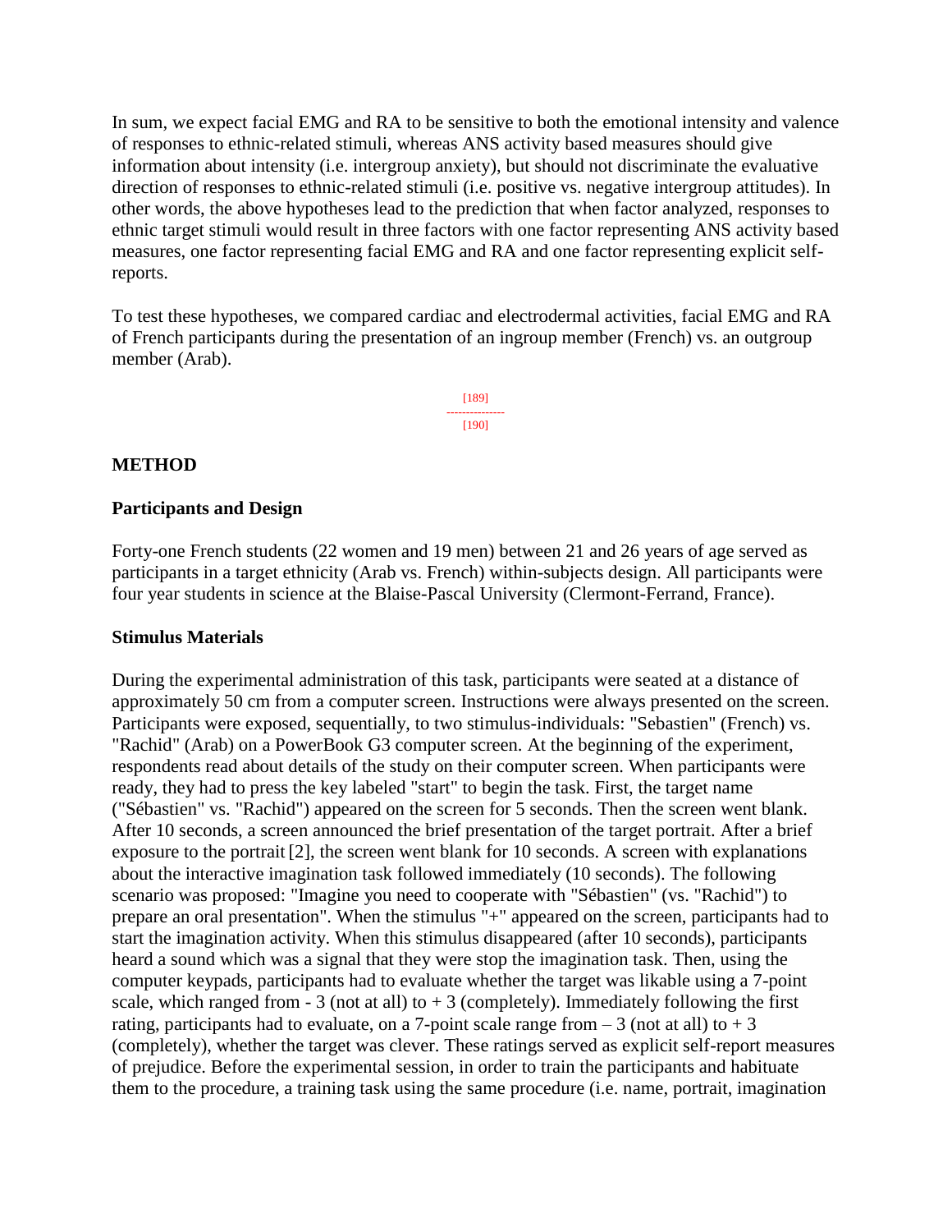In sum, we expect facial EMG and RA to be sensitive to both the emotional intensity and valence of responses to ethnic-related stimuli, whereas ANS activity based measures should give information about intensity (i.e. intergroup anxiety), but should not discriminate the evaluative direction of responses to ethnic-related stimuli (i.e. positive vs. negative intergroup attitudes). In other words, the above hypotheses lead to the prediction that when factor analyzed, responses to ethnic target stimuli would result in three factors with one factor representing ANS activity based measures, one factor representing facial EMG and RA and one factor representing explicit self-reports.

To test these hypotheses, we compared cardiac and electrodermal activities, facial EMG and RA of French participants during the presentation of an ingroup member (French) vs. an outgroup member (Arab).

[189]

---------------

[190]

## METHOD

### Participants and Design

Forty-one French students (22 women and 19 men) between 21 and 26 years of age served as participants in a target ethnicity (Arab vs. French) within-subjects design. All participants were four year students in science at the Blaise-Pascal University (Clermont-Ferrand, France).

### Stimulus Materials

During the experimental administration of this task, participants were seated at a distance of approximately 50 cm from a computer screen. Instructions were always presented on the screen. Participants were exposed, sequentially, to two stimulus-individuals: "Sebastien" (French) vs. "Rachid" (Arab) on a PowerBook G3 computer screen. At the beginning of the experiment, respondents read about details of the study on their computer screen. When participants were ready, they had to press the key labeled "start" to begin the task. First, the target name ("Sébastien" vs. "Rachid") appeared on the screen for 5 seconds. Then the screen went blank. After 10 seconds, a screen announced the brief presentation of the target portrait. After a brief exposure to the portrait [2], the screen went blank for 10 seconds. A screen with explanations about the interactive imagination task followed immediately (10 seconds). The following scenario was proposed: "Imagine you need to cooperate with "Sébastien" (vs. "Rachid") to prepare an oral presentation". When the stimulus "+" appeared on the screen, participants had to start the imagination activity. When this stimulus disappeared (after 10 seconds), participants heard a sound which was a signal that they were stop the imagination task. Then, using the computer keypads, participants had to evaluate whether the target was likable using a 7-point scale, which ranged from - 3 (not at all) to + 3 (completely). Immediately following the first rating, participants had to evaluate, on a 7-point scale range from – 3 (not at all) to + 3 (completely), whether the target was clever. These ratings served as explicit self-report measures of prejudice. Before the experimental session, in order to train the participants and habituate them to the procedure, a training task using the same procedure (i.e. name, portrait, imagination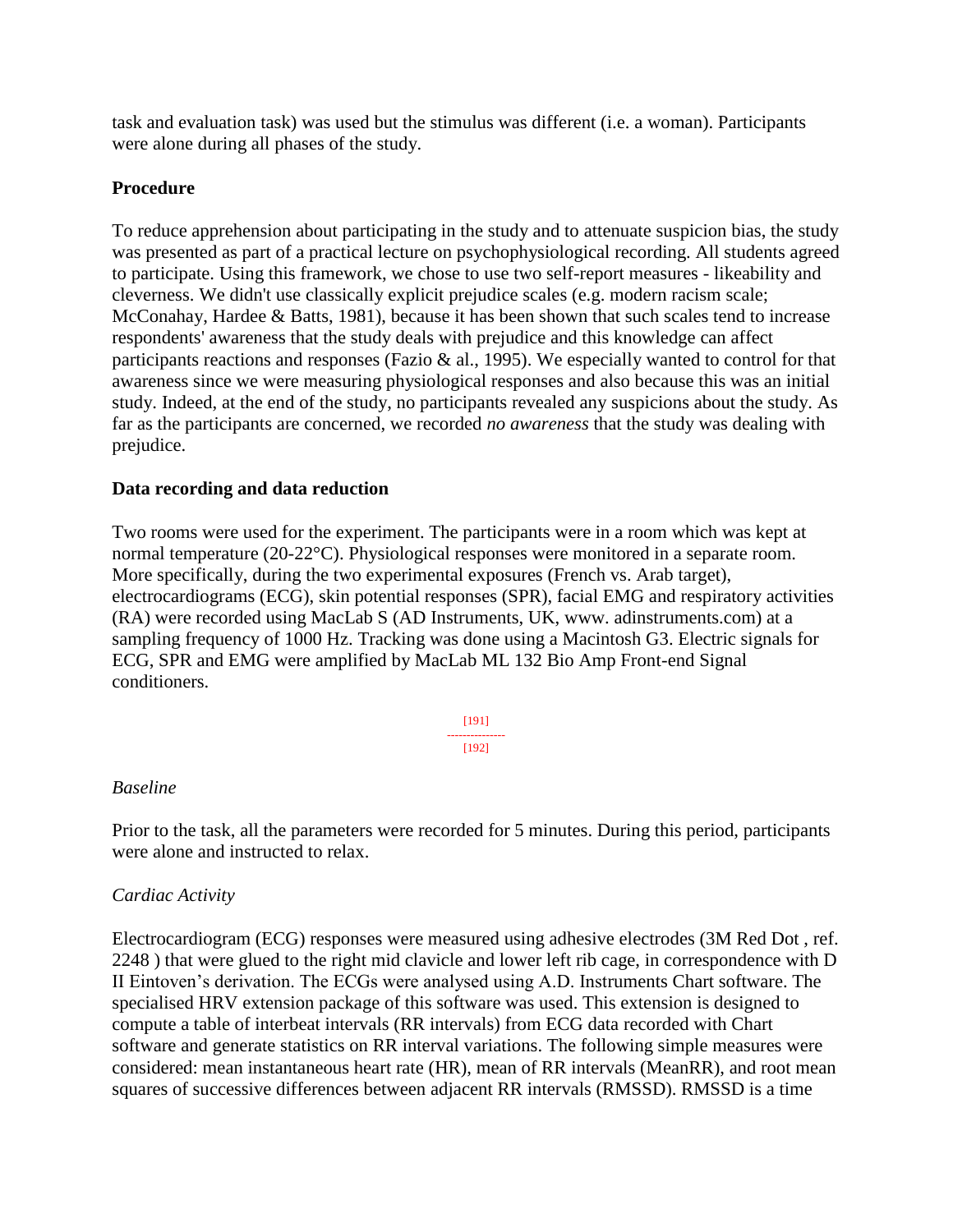task and evaluation task) was used but the stimulus was different (i.e. a woman). Participants were alone during all phases of the study.

### Procedure

To reduce apprehension about participating in the study and to attenuate suspicion bias, the study was presented as part of a practical lecture on psychophysiological recording. All students agreed to participate. Using this framework, we chose to use two self-report measures - likeability and cleverness. We didn't use classically explicit prejudice scales (e.g. modern racism scale; McConahay, Hardee & Batts, 1981), because it has been shown that such scales tend to increase respondents' awareness that the study deals with prejudice and this knowledge can affect participants reactions and responses (Fazio & al., 1995). We especially wanted to control for that awareness since we were measuring physiological responses and also because this was an initial study. Indeed, at the end of the study, no participants revealed any suspicions about the study. As far as the participants are concerned, we recorded *no awareness* that the study was dealing with prejudice.

### Data recording and data reduction

Two rooms were used for the experiment. The participants were in a room which was kept at normal temperature (20-22°C). Physiological responses were monitored in a separate room. More specifically, during the two experimental exposures (French vs. Arab target), electrocardiograms (ECG), skin potential responses (SPR), facial EMG and respiratory activities (RA) were recorded using MacLab S (AD Instruments, UK, www. adinstruments.com) at a sampling frequency of 1000 Hz. Tracking was done using a Macintosh G3. Electric signals for ECG, SPR and EMG were amplified by MacLab ML 132 Bio Amp Front-end Signal conditioners.

*Baseline*

Prior to the task, all the parameters were recorded for 5 minutes. During this period, participants were alone and instructed to relax.

*Cardiac Activity*

Electrocardiogram (ECG) responses were measured using adhesive electrodes (3M Red Dot , ref. 2248 ) that were glued to the right mid clavicle and lower left rib cage, in correspondence with D II Eintoven's derivation. The ECGs were analysed using A.D. Instruments Chart software. The specialised HRV extension package of this software was used. This extension is designed to compute a table of interbeat intervals (RR intervals) from ECG data recorded with Chart software and generate statistics on RR interval variations. The following simple measures were considered: mean instantaneous heart rate (HR), mean of RR intervals (MeanRR), and root mean squares of successive differences between adjacent RR intervals (RMSSD). RMSSD is a time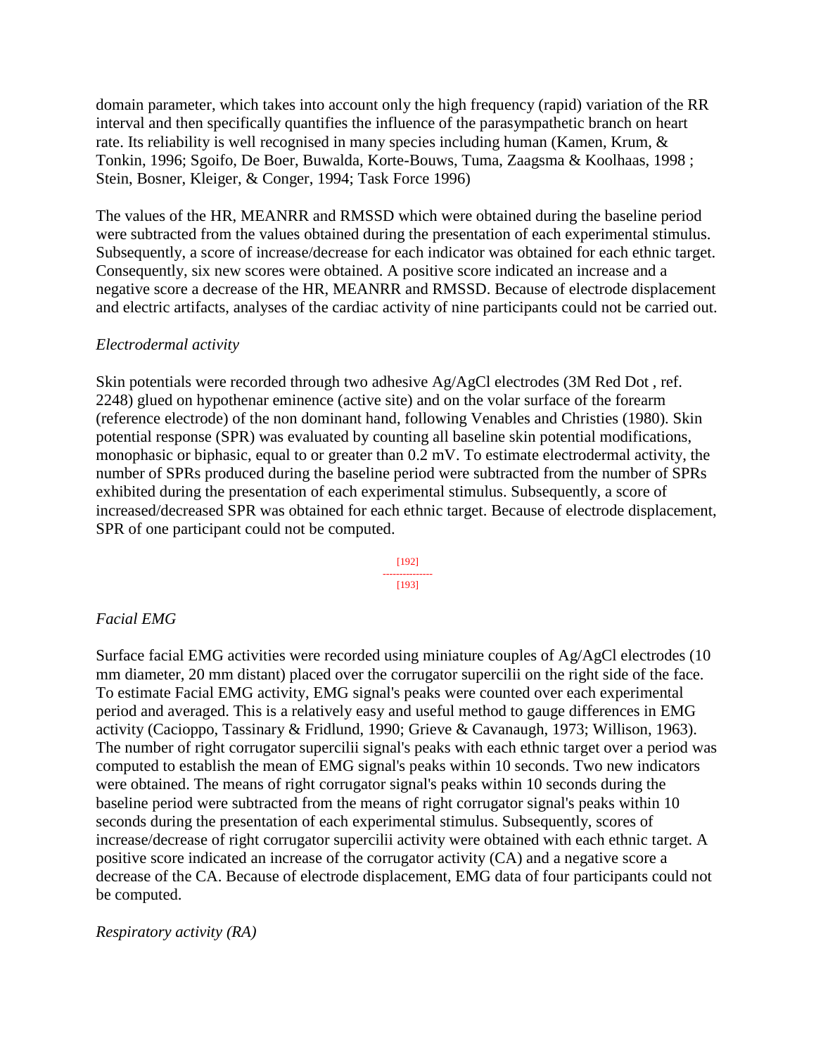domain parameter, which takes into account only the high frequency (rapid) variation of the RR interval and then specifically quantifies the influence of the parasympathetic branch on heart rate. Its reliability is well recognised in many species including human (Kamen, Krum, & Tonkin, 1996; Sgoifo, De Boer, Buwalda, Korte-Bouws, Tuma, Zaagsma & Koolhaas, 1998 ; Stein, Bosner, Kleiger, & Conger, 1994; Task Force 1996)

The values of the HR, MEANRR and RMSSD which were obtained during the baseline period were subtracted from the values obtained during the presentation of each experimental stimulus. Subsequently, a score of increase/decrease for each indicator was obtained for each ethnic target. Consequently, six new scores were obtained. A positive score indicated an increase and a negative score a decrease of the HR, MEANRR and RMSSD. Because of electrode displacement and electric artifacts, analyses of the cardiac activity of nine participants could not be carried out.

### *Electrodermal activity*

Skin potentials were recorded through two adhesive Ag/AgCl electrodes (3M Red Dot , ref. 2248) glued on hypothenar eminence (active site) and on the volar surface of the forearm (reference electrode) of the non dominant hand, following Venables and Christies (1980). Skin potential response (SPR) was evaluated by counting all baseline skin potential modifications, monophasic or biphasic, equal to or greater than 0.2 mV. To estimate electrodermal activity, the number of SPRs produced during the baseline period were subtracted from the number of SPRs exhibited during the presentation of each experimental stimulus. Subsequently, a score of increased/decreased SPR was obtained for each ethnic target. Because of electrode displacement, SPR of one participant could not be computed.

### *Facial EMG*

Surface facial EMG activities were recorded using miniature couples of Ag/AgCl electrodes (10 mm diameter, 20 mm distant) placed over the corrugator supercilii on the right side of the face. To estimate Facial EMG activity, EMG signal's peaks were counted over each experimental period and averaged. This is a relatively easy and useful method to gauge differences in EMG activity (Cacioppo, Tassinary & Fridlund, 1990; Grieve & Cavanaugh, 1973; Willison, 1963). The number of right corrugator supercilii signal's peaks with each ethnic target over a period was computed to establish the mean of EMG signal's peaks within 10 seconds. Two new indicators were obtained. The means of right corrugator signal's peaks within 10 seconds during the baseline period were subtracted from the means of right corrugator signal's peaks within 10 seconds during the presentation of each experimental stimulus. Subsequently, scores of increase/decrease of right corrugator supercilii activity were obtained with each ethnic target. A positive score indicated an increase of the corrugator activity (CA) and a negative score a decrease of the CA. Because of electrode displacement, EMG data of four participants could not be computed.

### *Respiratory activity (RA)*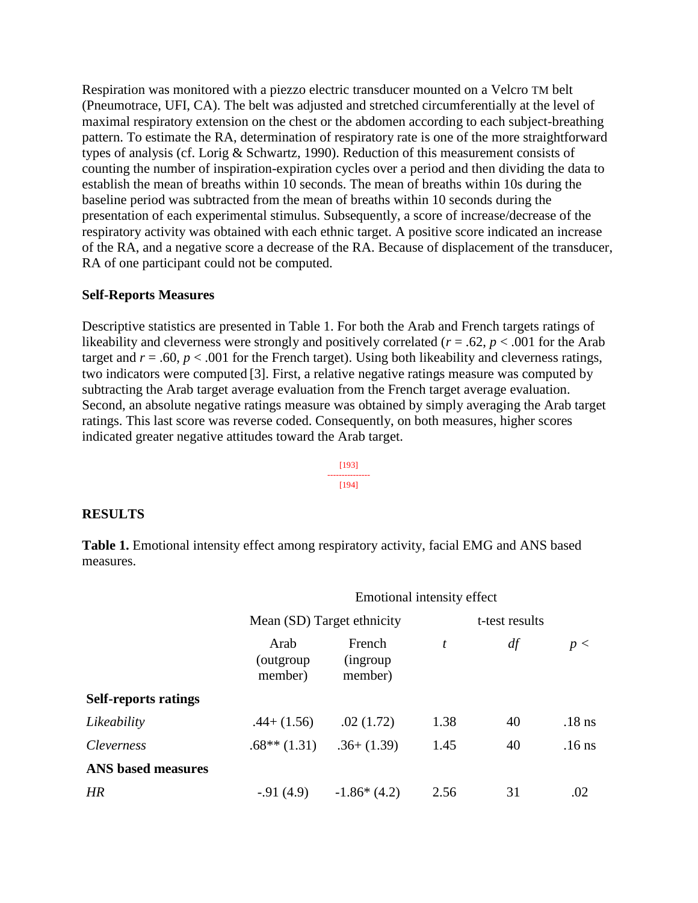Respiration was monitored with a piezzo electric transducer mounted on a Velcro TM belt (Pneumotrace, UFI, CA). The belt was adjusted and stretched circumferentially at the level of maximal respiratory extension on the chest or the abdomen according to each subject-breathing pattern. To estimate the RA, determination of respiratory rate is one of the more straightforward types of analysis (cf. Lorig & Schwartz, 1990). Reduction of this measurement consists of counting the number of inspiration-expiration cycles over a period and then dividing the data to establish the mean of breaths within 10 seconds. The mean of breaths within 10s during the baseline period was subtracted from the mean of breaths within 10 seconds during the presentation of each experimental stimulus. Subsequently, a score of increase/decrease of the respiratory activity was obtained with each ethnic target. A positive score indicated an increase of the RA, and a negative score a decrease of the RA. Because of displacement of the transducer, RA of one participant could not be computed.

### Self-Reports Measures

Descriptive statistics are presented in Table 1. For both the Arab and French targets ratings of likeability and cleverness were strongly and positively correlated ($r = .62$, $p < .001$ for the Arab target and $r = .60$, $p < .001$ for the French target). Using both likeability and cleverness ratings, two indicators were computed [3]. First, a relative negative ratings measure was computed by subtracting the Arab target average evaluation from the French target average evaluation. Second, an absolute negative ratings measure was obtained by simply averaging the Arab target ratings. This last score was reverse coded. Consequently, on both measures, higher scores indicated greater negative attitudes toward the Arab target.

## RESULTS

**Table 1.** Emotional intensity effect among respiratory activity, facial EMG and ANS based measures.

| | Emotional intensity effect | | | | |
|---|---|---|---|---|---|
| | Mean (SD) Target ethnicity | | t-test results | | |
| | Arab (outgroup member) | French (ingroup member) | *t* | *df* | *p* < |
| **Self-reports ratings** | | | | | |
| *Likeability* | .44+ (1.56) | .02 (1.72) | 1.38 | 40 | .18 ns |
| *Cleverness* | .68** (1.31) | .36+ (1.39) | 1.45 | 40 | .16 ns |
| **ANS based measures** | | | | | |
| *HR* | -.91 (4.9) | -1.86* (4.2) | 2.56 | 31 | .02 |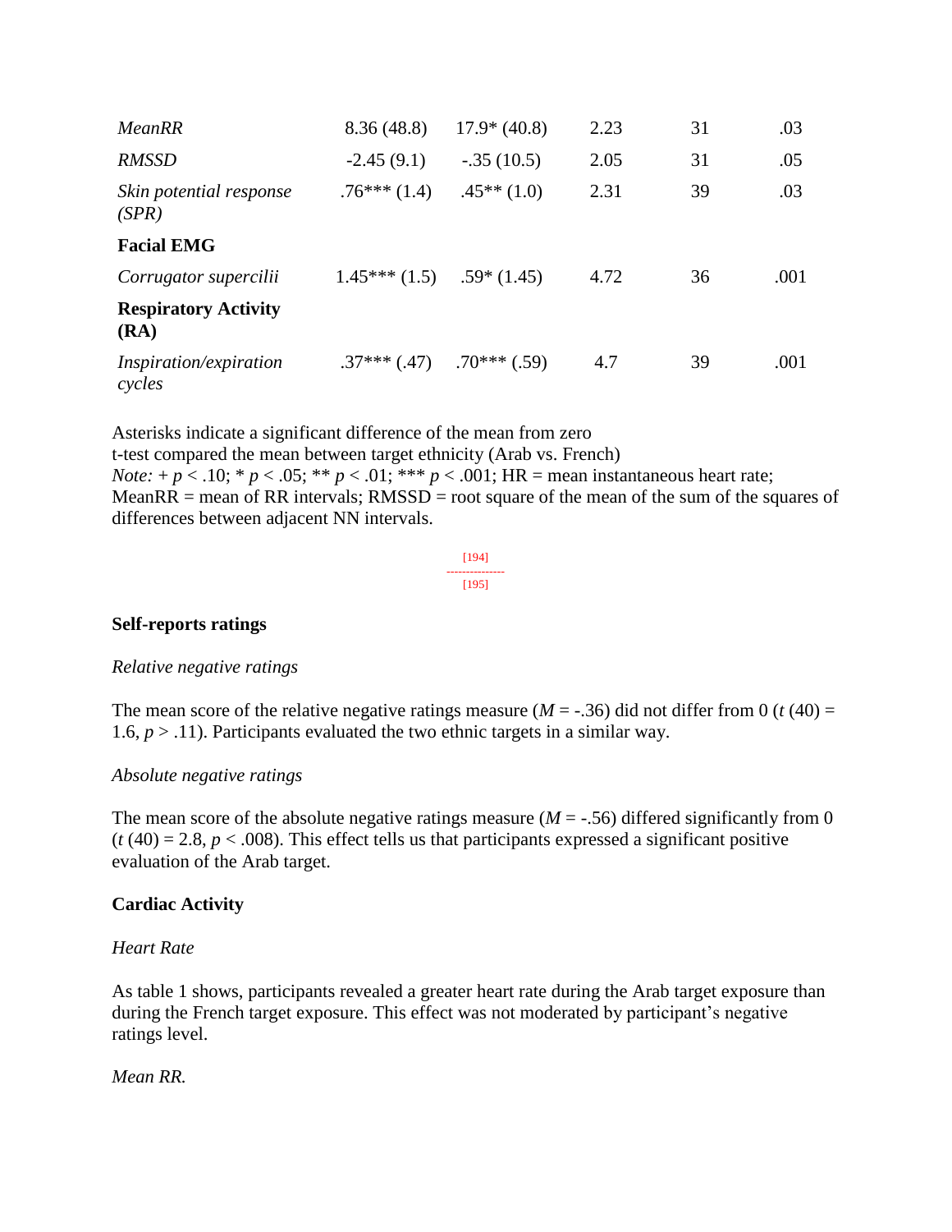| | | | | | |
|---|---|---|---|---|---|
| *MeanRR* | 8.36 (48.8) | 17.9* (40.8) | 2.23 | 31 | .03 |
| *RMSSD* | -2.45 (9.1) | -.35 (10.5) | 2.05 | 31 | .05 |
| *Skin potential response (SPR)* | .76*** (1.4) | .45** (1.0) | 2.31 | 39 | .03 |
| **Facial EMG** | | | | | |
| *Corrugator supercilii* | 1.45*** (1.5) | .59* (1.45) | 4.72 | 36 | .001 |
| **Respiratory Activity (RA)** | | | | | |
| *Inspiration/expiration cycles* | .37*** (.47) | .70*** (.59) | 4.7 | 39 | .001 |

Asterisks indicate a significant difference of the mean from zero
t-test compared the mean between target ethnicity (Arab vs. French)
*Note:* + $p < .10$; * $p < .05$; ** $p < .01$; *** $p < .001$; HR = mean instantaneous heart rate; MeanRR = mean of RR intervals; RMSSD = root square of the mean of the sum of the squares of differences between adjacent NN intervals.

[194]
---------------
[195]

### Self-reports ratings

*Relative negative ratings*

The mean score of the relative negative ratings measure ($M$ = -.36) did not differ from 0 ($t$ (40) = 1.6, $p > .11$). Participants evaluated the two ethnic targets in a similar way.

*Absolute negative ratings*

The mean score of the absolute negative ratings measure ($M$ = -.56) differed significantly from 0 ($t$ (40) = 2.8, $p < .008$). This effect tells us that participants expressed a significant positive evaluation of the Arab target.

### Cardiac Activity

*Heart Rate*

As table 1 shows, participants revealed a greater heart rate during the Arab target exposure than during the French target exposure. This effect was not moderated by participant's negative ratings level.

*Mean RR.*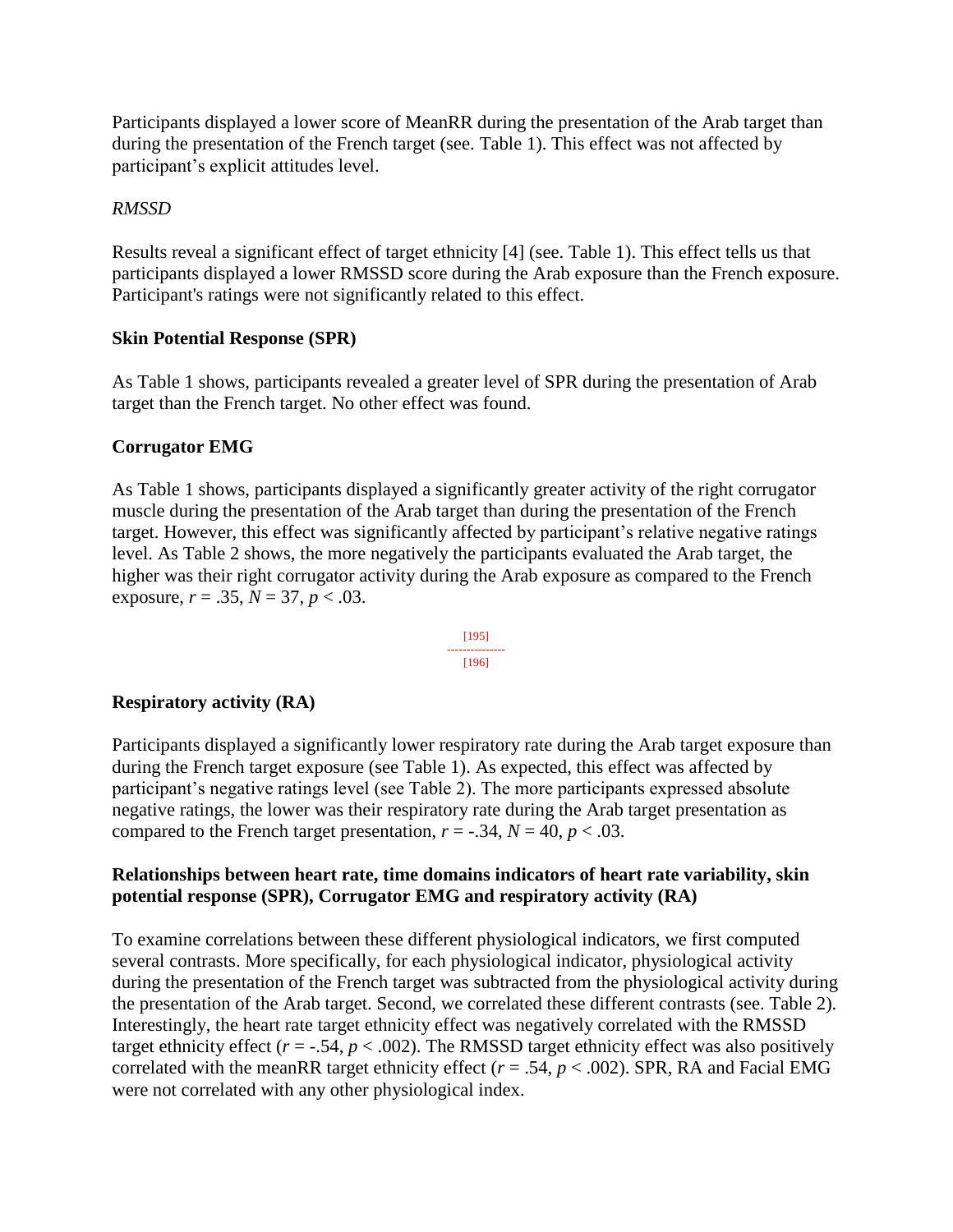Participants displayed a lower score of MeanRR during the presentation of the Arab target than during the presentation of the French target (see. Table 1). This effect was not affected by participant's explicit attitudes level.

*RMSSD*

Results reveal a significant effect of target ethnicity [4] (see. Table 1). This effect tells us that participants displayed a lower RMSSD score during the Arab exposure than the French exposure. Participant's ratings were not significantly related to this effect.

### Skin Potential Response (SPR)

As Table 1 shows, participants revealed a greater level of SPR during the presentation of Arab target than the French target. No other effect was found.

### Corrugator EMG

As Table 1 shows, participants displayed a significantly greater activity of the right corrugator muscle during the presentation of the Arab target than during the presentation of the French target. However, this effect was significantly affected by participant's relative negative ratings level. As Table 2 shows, the more negatively the participants evaluated the Arab target, the higher was their right corrugator activity during the Arab exposure as compared to the French exposure, $r = .35$, $N = 37$, $p < .03$.

### Respiratory activity (RA)

Participants displayed a significantly lower respiratory rate during the Arab target exposure than during the French target exposure (see Table 1). As expected, this effect was affected by participant's negative ratings level (see Table 2). The more participants expressed absolute negative ratings, the lower was their respiratory rate during the Arab target presentation as compared to the French target presentation, $r = -.34$, $N = 40$, $p < .03$.

### Relationships between heart rate, time domains indicators of heart rate variability, skin potential response (SPR), Corrugator EMG and respiratory activity (RA)

To examine correlations between these different physiological indicators, we first computed several contrasts. More specifically, for each physiological indicator, physiological activity during the presentation of the French target was subtracted from the physiological activity during the presentation of the Arab target. Second, we correlated these different contrasts (see. Table 2). Interestingly, the heart rate target ethnicity effect was negatively correlated with the RMSSD target ethnicity effect ($r = -.54$, $p < .002$). The RMSSD target ethnicity effect was also positively correlated with the meanRR target ethnicity effect ($r = .54$, $p < .002$). SPR, RA and Facial EMG were not correlated with any other physiological index.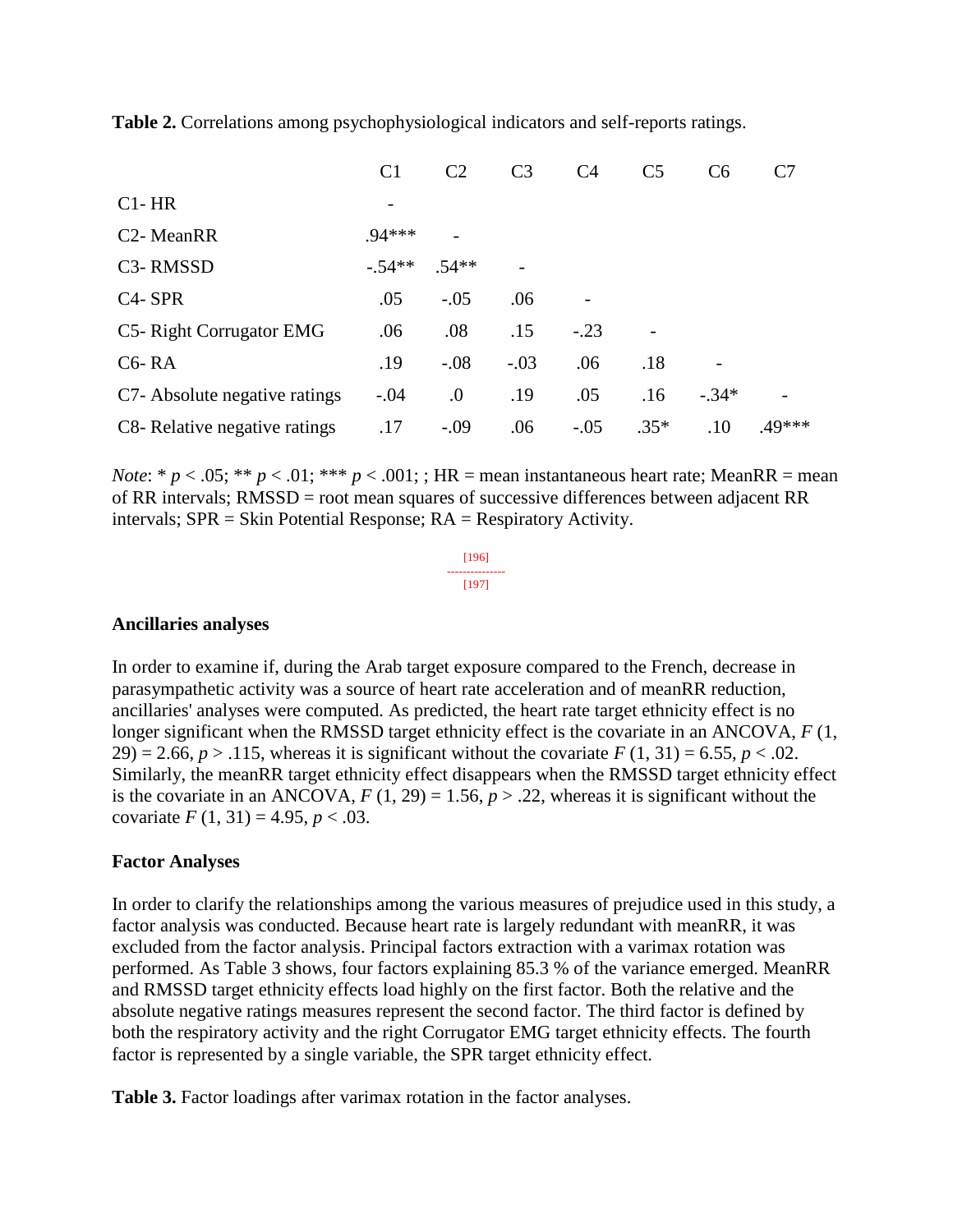**Table 2.** Correlations among psychophysiological indicators and self-reports ratings.

| | C1 | C2 | C3 | C4 | C5 | C6 | C7 |
|---|---|---|---|---|---|---|---|
| C1- HR | - | | | | | | |
| C2- MeanRR | .94*** | - | | | | | |
| C3- RMSSD | -.54** | .54** | - | | | | |
| C4- SPR | .05 | -.05 | .06 | - | | | |
| C5- Right Corrugator EMG | .06 | .08 | .15 | -.23 | - | | |
| C6- RA | .19 | -.08 | -.03 | .06 | .18 | - | |
| C7- Absolute negative ratings | -.04 | .0 | .19 | .05 | .16 | -.34* | - |
| C8- Relative negative ratings | .17 | -.09 | .06 | -.05 | .35* | .10 | .49*** |

*Note*: * $p < .05$; ** $p < .01$; *** $p < .001$; ; HR = mean instantaneous heart rate; MeanRR = mean of RR intervals; RMSSD = root mean squares of successive differences between adjacent RR intervals; SPR = Skin Potential Response; RA = Respiratory Activity.

[196]
---------------
[197]

### Ancillaries analyses

In order to examine if, during the Arab target exposure compared to the French, decrease in parasympathetic activity was a source of heart rate acceleration and of meanRR reduction, ancillaries' analyses were computed. As predicted, the heart rate target ethnicity effect is no longer significant when the RMSSD target ethnicity effect is the covariate in an ANCOVA, $F(1, 29) = 2.66$, $p > .115$, whereas it is significant without the covariate $F(1, 31) = 6.55$, $p < .02$. Similarly, the meanRR target ethnicity effect disappears when the RMSSD target ethnicity effect is the covariate in an ANCOVA, $F(1, 29) = 1.56$, $p > .22$, whereas it is significant without the covariate $F(1, 31) = 4.95$, $p < .03$.

### Factor Analyses

In order to clarify the relationships among the various measures of prejudice used in this study, a factor analysis was conducted. Because heart rate is largely redundant with meanRR, it was excluded from the factor analysis. Principal factors extraction with a varimax rotation was performed. As Table 3 shows, four factors explaining 85.3 % of the variance emerged. MeanRR and RMSSD target ethnicity effects load highly on the first factor. Both the relative and the absolute negative ratings measures represent the second factor. The third factor is defined by both the respiratory activity and the right Corrugator EMG target ethnicity effects. The fourth factor is represented by a single variable, the SPR target ethnicity effect.

**Table 3.** Factor loadings after varimax rotation in the factor analyses.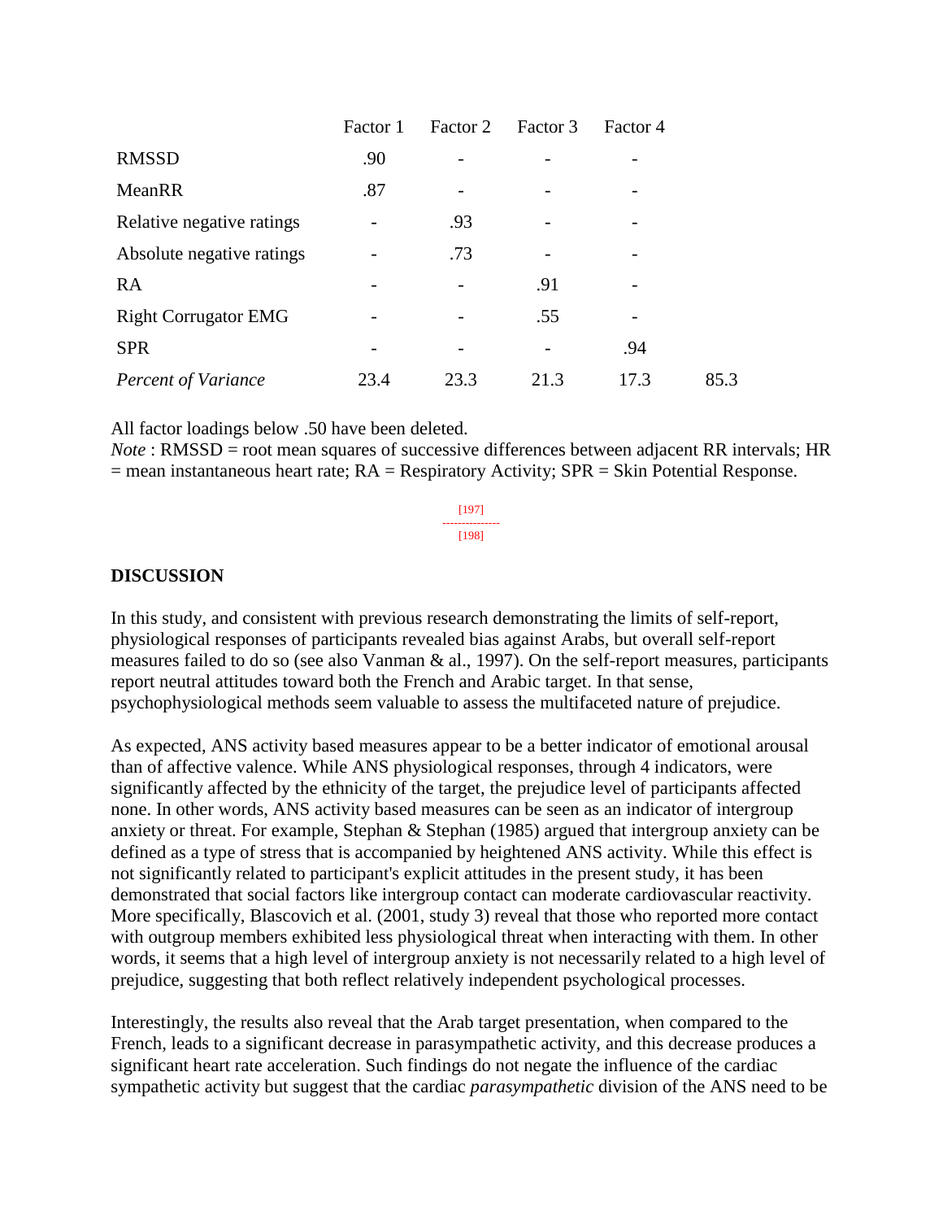| | Factor 1 | Factor 2 | Factor 3 | Factor 4 | |
|---|---|---|---|---|---|
| RMSSD | .90 | - | - | - | |
| MeanRR | .87 | - | - | - | |
| Relative negative ratings | - | .93 | - | - | |
| Absolute negative ratings | - | .73 | - | - | |
| RA | - | - | .91 | - | |
| Right Corrugator EMG | - | - | .55 | - | |
| SPR | - | - | - | .94 | |
| *Percent of Variance* | 23.4 | 23.3 | 21.3 | 17.3 | 85.3 |

All factor loadings below .50 have been deleted.
*Note* : RMSSD = root mean squares of successive differences between adjacent RR intervals; HR = mean instantaneous heart rate; RA = Respiratory Activity; SPR = Skin Potential Response.

## DISCUSSION

In this study, and consistent with previous research demonstrating the limits of self-report, physiological responses of participants revealed bias against Arabs, but overall self-report measures failed to do so (see also Vanman & al., 1997). On the self-report measures, participants report neutral attitudes toward both the French and Arabic target. In that sense, psychophysiological methods seem valuable to assess the multifaceted nature of prejudice.

As expected, ANS activity based measures appear to be a better indicator of emotional arousal than of affective valence. While ANS physiological responses, through 4 indicators, were significantly affected by the ethnicity of the target, the prejudice level of participants affected none. In other words, ANS activity based measures can be seen as an indicator of intergroup anxiety or threat. For example, Stephan & Stephan (1985) argued that intergroup anxiety can be defined as a type of stress that is accompanied by heightened ANS activity. While this effect is not significantly related to participant's explicit attitudes in the present study, it has been demonstrated that social factors like intergroup contact can moderate cardiovascular reactivity. More specifically, Blascovich et al. (2001, study 3) reveal that those who reported more contact with outgroup members exhibited less physiological threat when interacting with them. In other words, it seems that a high level of intergroup anxiety is not necessarily related to a high level of prejudice, suggesting that both reflect relatively independent psychological processes.

Interestingly, the results also reveal that the Arab target presentation, when compared to the French, leads to a significant decrease in parasympathetic activity, and this decrease produces a significant heart rate acceleration. Such findings do not negate the influence of the cardiac sympathetic activity but suggest that the cardiac *parasympathetic* division of the ANS need to be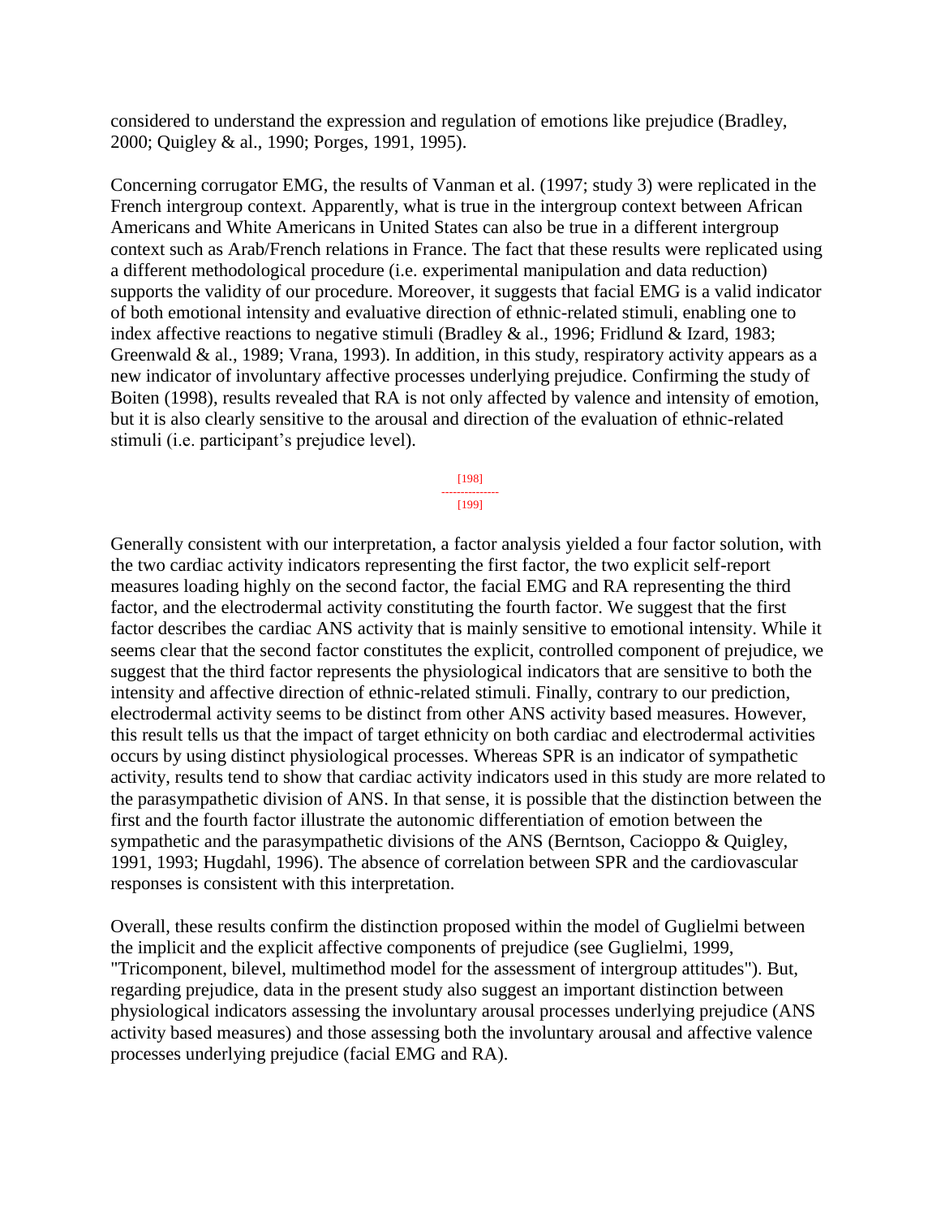considered to understand the expression and regulation of emotions like prejudice (Bradley, 2000; Quigley & al., 1990; Porges, 1991, 1995).

Concerning corrugator EMG, the results of Vanman et al. (1997; study 3) were replicated in the French intergroup context. Apparently, what is true in the intergroup context between African Americans and White Americans in United States can also be true in a different intergroup context such as Arab/French relations in France. The fact that these results were replicated using a different methodological procedure (i.e. experimental manipulation and data reduction) supports the validity of our procedure. Moreover, it suggests that facial EMG is a valid indicator of both emotional intensity and evaluative direction of ethnic-related stimuli, enabling one to index affective reactions to negative stimuli (Bradley & al., 1996; Fridlund & Izard, 1983; Greenwald & al., 1989; Vrana, 1993). In addition, in this study, respiratory activity appears as a new indicator of involuntary affective processes underlying prejudice. Confirming the study of Boiten (1998), results revealed that RA is not only affected by valence and intensity of emotion, but it is also clearly sensitive to the arousal and direction of the evaluation of ethnic-related stimuli (i.e. participant's prejudice level).

Generally consistent with our interpretation, a factor analysis yielded a four factor solution, with the two cardiac activity indicators representing the first factor, the two explicit self-report measures loading highly on the second factor, the facial EMG and RA representing the third factor, and the electrodermal activity constituting the fourth factor. We suggest that the first factor describes the cardiac ANS activity that is mainly sensitive to emotional intensity. While it seems clear that the second factor constitutes the explicit, controlled component of prejudice, we suggest that the third factor represents the physiological indicators that are sensitive to both the intensity and affective direction of ethnic-related stimuli. Finally, contrary to our prediction, electrodermal activity seems to be distinct from other ANS activity based measures. However, this result tells us that the impact of target ethnicity on both cardiac and electrodermal activities occurs by using distinct physiological processes. Whereas SPR is an indicator of sympathetic activity, results tend to show that cardiac activity indicators used in this study are more related to the parasympathetic division of ANS. In that sense, it is possible that the distinction between the first and the fourth factor illustrate the autonomic differentiation of emotion between the sympathetic and the parasympathetic divisions of the ANS (Berntson, Cacioppo & Quigley, 1991, 1993; Hugdahl, 1996). The absence of correlation between SPR and the cardiovascular responses is consistent with this interpretation.

Overall, these results confirm the distinction proposed within the model of Guglielmi between the implicit and the explicit affective components of prejudice (see Guglielmi, 1999, "Tricomponent, bilevel, multimethod model for the assessment of intergroup attitudes"). But, regarding prejudice, data in the present study also suggest an important distinction between physiological indicators assessing the involuntary arousal processes underlying prejudice (ANS activity based measures) and those assessing both the involuntary arousal and affective valence processes underlying prejudice (facial EMG and RA).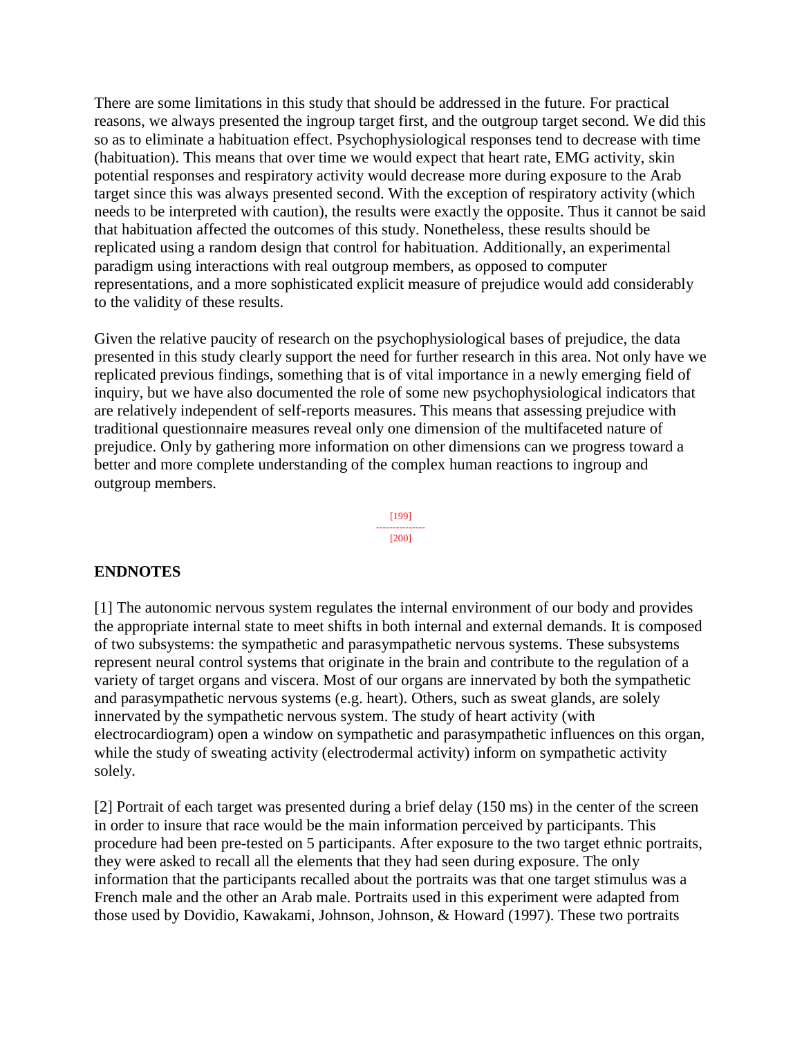There are some limitations in this study that should be addressed in the future. For practical reasons, we always presented the ingroup target first, and the outgroup target second. We did this so as to eliminate a habituation effect. Psychophysiological responses tend to decrease with time (habituation). This means that over time we would expect that heart rate, EMG activity, skin potential responses and respiratory activity would decrease more during exposure to the Arab target since this was always presented second. With the exception of respiratory activity (which needs to be interpreted with caution), the results were exactly the opposite. Thus it cannot be said that habituation affected the outcomes of this study. Nonetheless, these results should be replicated using a random design that control for habituation. Additionally, an experimental paradigm using interactions with real outgroup members, as opposed to computer representations, and a more sophisticated explicit measure of prejudice would add considerably to the validity of these results.

Given the relative paucity of research on the psychophysiological bases of prejudice, the data presented in this study clearly support the need for further research in this area. Not only have we replicated previous findings, something that is of vital importance in a newly emerging field of inquiry, but we have also documented the role of some new psychophysiological indicators that are relatively independent of self-reports measures. This means that assessing prejudice with traditional questionnaire measures reveal only one dimension of the multifaceted nature of prejudice. Only by gathering more information on other dimensions can we progress toward a better and more complete understanding of the complex human reactions to ingroup and outgroup members.

## ENDNOTES

[1] The autonomic nervous system regulates the internal environment of our body and provides the appropriate internal state to meet shifts in both internal and external demands. It is composed of two subsystems: the sympathetic and parasympathetic nervous systems. These subsystems represent neural control systems that originate in the brain and contribute to the regulation of a variety of target organs and viscera. Most of our organs are innervated by both the sympathetic and parasympathetic nervous systems (e.g. heart). Others, such as sweat glands, are solely innervated by the sympathetic nervous system. The study of heart activity (with electrocardiogram) open a window on sympathetic and parasympathetic influences on this organ, while the study of sweating activity (electrodermal activity) inform on sympathetic activity solely.

[2] Portrait of each target was presented during a brief delay (150 ms) in the center of the screen in order to insure that race would be the main information perceived by participants. This procedure had been pre-tested on 5 participants. After exposure to the two target ethnic portraits, they were asked to recall all the elements that they had seen during exposure. The only information that the participants recalled about the portraits was that one target stimulus was a French male and the other an Arab male. Portraits used in this experiment were adapted from those used by Dovidio, Kawakami, Johnson, Johnson, & Howard (1997). These two portraits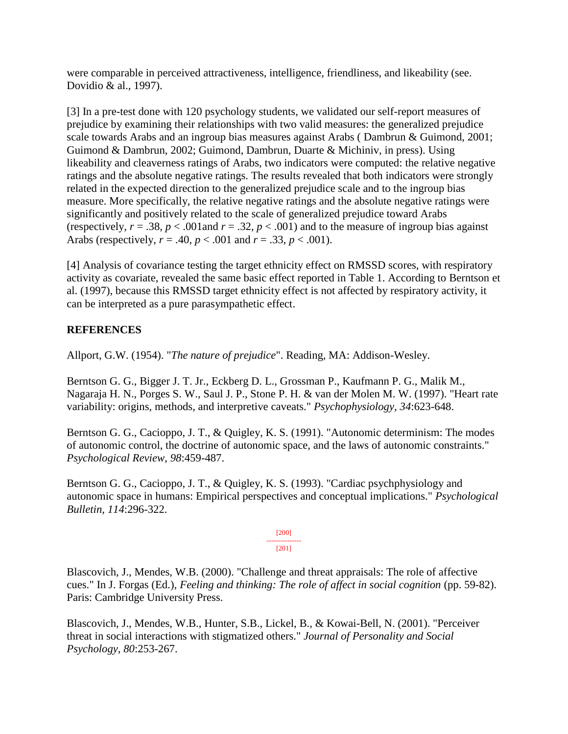were comparable in perceived attractiveness, intelligence, friendliness, and likeability (see. Dovidio & al., 1997).

[3] In a pre-test done with 120 psychology students, we validated our self-report measures of prejudice by examining their relationships with two valid measures: the generalized prejudice scale towards Arabs and an ingroup bias measures against Arabs ( Dambrun & Guimond, 2001; Guimond & Dambrun, 2002; Guimond, Dambrun, Duarte & Michiniv, in press). Using likeability and cleaverness ratings of Arabs, two indicators were computed: the relative negative ratings and the absolute negative ratings. The results revealed that both indicators were strongly related in the expected direction to the generalized prejudice scale and to the ingroup bias measure. More specifically, the relative negative ratings and the absolute negative ratings were significantly and positively related to the scale of generalized prejudice toward Arabs (respectively, $r = .38$, $p < .001$and $r = .32$, $p < .001$) and to the measure of ingroup bias against Arabs (respectively, $r = .40$, $p < .001$ and $r = .33$, $p < .001$).

[4] Analysis of covariance testing the target ethnicity effect on RMSSD scores, with respiratory activity as covariate, revealed the same basic effect reported in Table 1. According to Berntson et al. (1997), because this RMSSD target ethnicity effect is not affected by respiratory activity, it can be interpreted as a pure parasympathetic effect.

## REFERENCES

Allport, G.W. (1954). "*The nature of prejudice*". Reading, MA: Addison-Wesley.

Berntson G. G., Bigger J. T. Jr., Eckberg D. L., Grossman P., Kaufmann P. G., Malik M., Nagaraja H. N., Porges S. W., Saul J. P., Stone P. H. & van der Molen M. W. (1997). "Heart rate variability: origins, methods, and interpretive caveats." *Psychophysiology, 34*:623-648.

Berntson G. G., Cacioppo, J. T., & Quigley, K. S. (1991). "Autonomic determinism: The modes of autonomic control, the doctrine of autonomic space, and the laws of autonomic constraints." *Psychological Review*, *98*:459-487.

Berntson G. G., Cacioppo, J. T., & Quigley, K. S. (1993). "Cardiac psychphysiology and autonomic space in humans: Empirical perspectives and conceptual implications." *Psychological Bulletin, 114*:296-322.

Blascovich, J., Mendes, W.B. (2000). "Challenge and threat appraisals: The role of affective cues." In J. Forgas (Ed.), *Feeling and thinking: The role of affect in social cognition* (pp. 59-82). Paris: Cambridge University Press.

Blascovich, J., Mendes, W.B., Hunter, S.B., Lickel, B., & Kowai-Bell, N. (2001). "Perceiver threat in social interactions with stigmatized others." *Journal of Personality and Social Psychology*, *80*:253-267.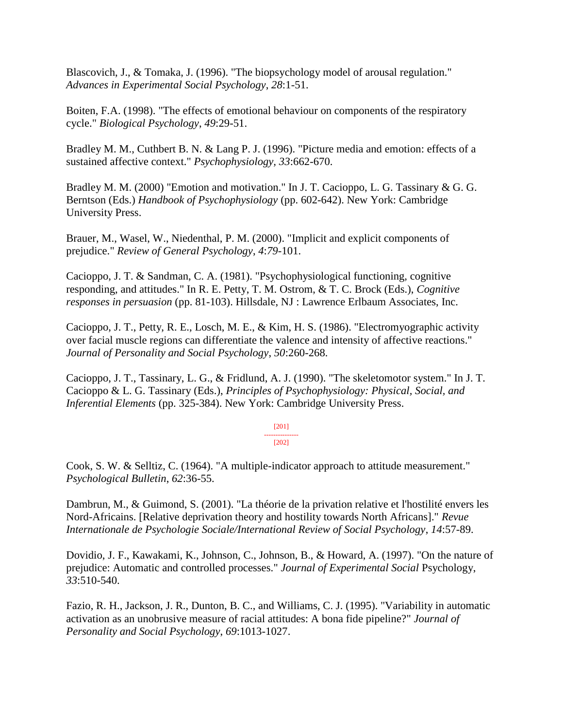Blascovich, J., & Tomaka, J. (1996). "The biopsychology model of arousal regulation." *Advances in Experimental Social Psychology*, *28*:1-51.

Boiten, F.A. (1998). "The effects of emotional behaviour on components of the respiratory cycle." *Biological Psychology*, *49*:29-51.

Bradley M. M., Cuthbert B. N. & Lang P. J. (1996). "Picture media and emotion: effects of a sustained affective context." *Psychophysiology*, *33*:662-670.

Bradley M. M. (2000) "Emotion and motivation." In J. T. Cacioppo, L. G. Tassinary & G. G. Berntson (Eds.) *Handbook of Psychophysiology* (pp. 602-642). New York: Cambridge University Press.

Brauer, M., Wasel, W., Niedenthal, P. M. (2000). "Implicit and explicit components of prejudice." *Review of General Psychology*, *4*:*79*-101.

Cacioppo, J. T. & Sandman, C. A. (1981). "Psychophysiological functioning, cognitive responding, and attitudes." In R. E. Petty, T. M. Ostrom, & T. C. Brock (Eds.), *Cognitive responses in persuasion* (pp. 81-103). Hillsdale, NJ : Lawrence Erlbaum Associates, Inc.

Cacioppo, J. T., Petty, R. E., Losch, M. E., & Kim, H. S. (1986). "Electromyographic activity over facial muscle regions can differentiate the valence and intensity of affective reactions." *Journal of Personality and Social Psychology*, *50*:260-268.

Cacioppo, J. T., Tassinary, L. G., & Fridlund, A. J. (1990). "The skeletomotor system." In J. T. Cacioppo & L. G. Tassinary (Eds.), *Principles of Psychophysiology: Physical, Social, and Inferential Elements* (pp. 325-384). New York: Cambridge University Press.

Cook, S. W. & Selltiz, C. (1964). "A multiple-indicator approach to attitude measurement." *Psychological Bulletin*, *62*:36-55.

Dambrun, M., & Guimond, S. (2001). "La théorie de la privation relative et l'hostilité envers les Nord-Africains. [Relative deprivation theory and hostility towards North Africans]." *Revue Internationale de Psychologie Sociale/International Review of Social Psychology*, *14*:57-89.

Dovidio, J. F., Kawakami, K., Johnson, C., Johnson, B., & Howard, A. (1997). "On the nature of prejudice: Automatic and controlled processes." *Journal of Experimental Social* Psychology, *33*:510-540.

Fazio, R. H., Jackson, J. R., Dunton, B. C., and Williams, C. J. (1995). "Variability in automatic activation as an unobrusive measure of racial attitudes: A bona fide pipeline?" *Journal of Personality and Social Psychology*, *69*:1013-1027.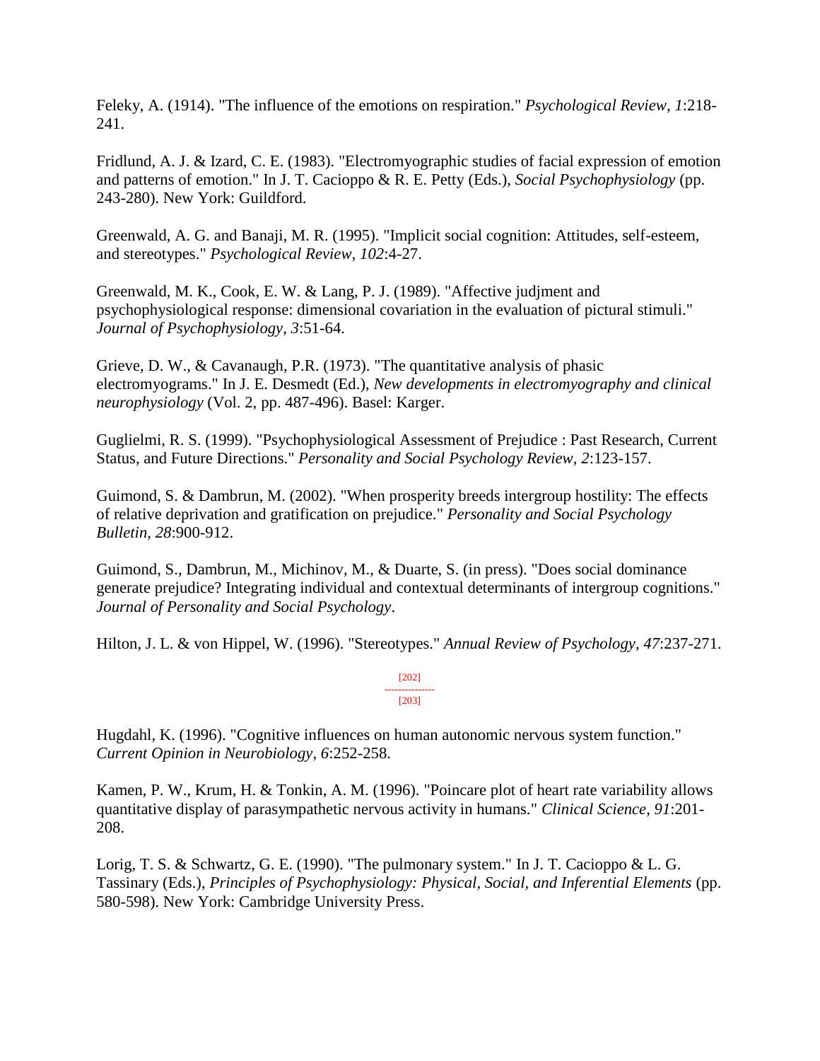Feleky, A. (1914). "The influence of the emotions on respiration." *Psychological Review*, *1*:218-241.

Fridlund, A. J. & Izard, C. E. (1983). "Electromyographic studies of facial expression of emotion and patterns of emotion." In J. T. Cacioppo & R. E. Petty (Eds.), *Social Psychophysiology* (pp. 243-280). New York: Guildford.

Greenwald, A. G. and Banaji, M. R. (1995). "Implicit social cognition: Attitudes, self-esteem, and stereotypes." *Psychological Review*, *102*:4-27.

Greenwald, M. K., Cook, E. W. & Lang, P. J. (1989). "Affective judjment and psychophysiological response: dimensional covariation in the evaluation of pictural stimuli." *Journal of Psychophysiology*, *3*:51-64.

Grieve, D. W., & Cavanaugh, P.R. (1973). "The quantitative analysis of phasic electromyograms." In J. E. Desmedt (Ed.), *New developments in electromyography and clinical neurophysiology* (Vol. 2, pp. 487-496). Basel: Karger.

Guglielmi, R. S. (1999). "Psychophysiological Assessment of Prejudice : Past Research, Current Status, and Future Directions." *Personality and Social Psychology Review*, *2*:123-157.

Guimond, S. & Dambrun, M. (2002). "When prosperity breeds intergroup hostility: The effects of relative deprivation and gratification on prejudice." *Personality and Social Psychology Bulletin*, *28*:900-912.

Guimond, S., Dambrun, M., Michinov, M., & Duarte, S. (in press). "Does social dominance generate prejudice? Integrating individual and contextual determinants of intergroup cognitions." *Journal of Personality and Social Psychology*.

Hilton, J. L. & von Hippel, W. (1996). "Stereotypes." *Annual Review of Psychology*, *47*:237-271.

Hugdahl, K. (1996). "Cognitive influences on human autonomic nervous system function." *Current Opinion in Neurobiology*, *6*:252-258.

Kamen, P. W., Krum, H. & Tonkin, A. M. (1996). "Poincare plot of heart rate variability allows quantitative display of parasympathetic nervous activity in humans." *Clinical Science*, *91*:201-208.

Lorig, T. S. & Schwartz, G. E. (1990). "The pulmonary system." In J. T. Cacioppo & L. G. Tassinary (Eds.), *Principles of Psychophysiology: Physical, Social, and Inferential Elements* (pp. 580-598). New York: Cambridge University Press.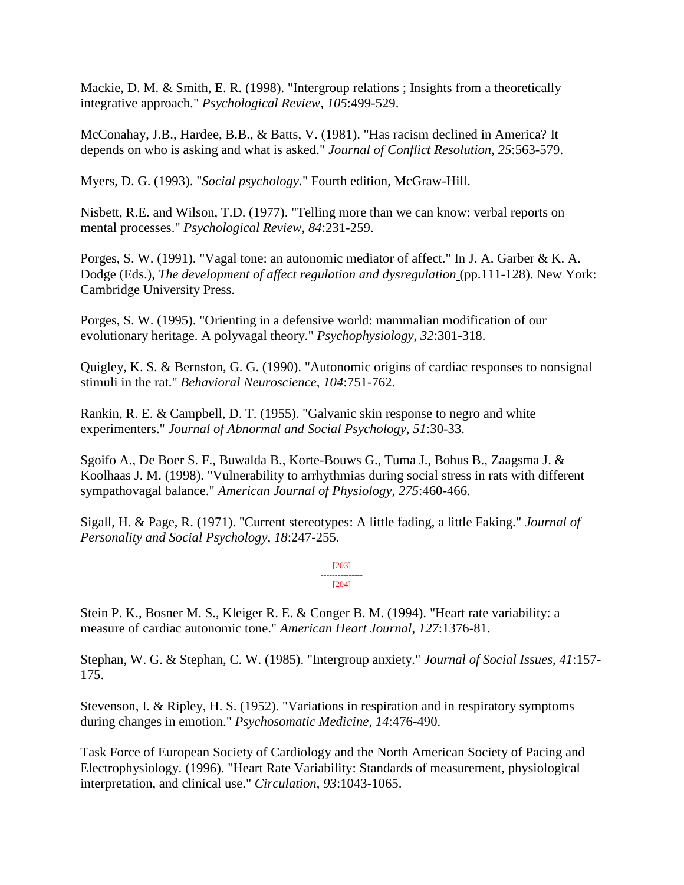Mackie, D. M. & Smith, E. R. (1998). "Intergroup relations ; Insights from a theoretically integrative approach." *Psychological Review*, *105*:499-529.

McConahay, J.B., Hardee, B.B., & Batts, V. (1981). "Has racism declined in America? It depends on who is asking and what is asked." *Journal of Conflict Resolution*, *25*:563-579.

Myers, D. G. (1993). "*Social psychology*." Fourth edition, McGraw-Hill.

Nisbett, R.E. and Wilson, T.D. (1977). "Telling more than we can know: verbal reports on mental processes." *Psychological Review*, *84*:231-259.

Porges, S. W. (1991). "Vagal tone: an autonomic mediator of affect." In J. A. Garber & K. A. Dodge (Eds.), *The development of affect regulation and dysregulation* (pp.111-128). New York: Cambridge University Press.

Porges, S. W. (1995). "Orienting in a defensive world: mammalian modification of our evolutionary heritage. A polyvagal theory." *Psychophysiology*, *32*:301-318.

Quigley, K. S. & Bernston, G. G. (1990). "Autonomic origins of cardiac responses to nonsignal stimuli in the rat." *Behavioral Neuroscience, 104*:751-762.

Rankin, R. E. & Campbell, D. T. (1955). "Galvanic skin response to negro and white experimenters." *Journal of Abnormal and Social Psychology*, *51*:30-33.

Sgoifo A., De Boer S. F., Buwalda B., Korte-Bouws G., Tuma J., Bohus B., Zaagsma J. & Koolhaas J. M. (1998). "Vulnerability to arrhythmias during social stress in rats with different sympathovagal balance." *American Journal of Physiology*, *275*:460-466.

Sigall, H. & Page, R. (1971). "Current stereotypes: A little fading, a little Faking." *Journal of Personality and Social Psychology*, *18*:247-255.

Stein P. K., Bosner M. S., Kleiger R. E. & Conger B. M. (1994). "Heart rate variability: a measure of cardiac autonomic tone." *American Heart Journal*, *127*:1376-81.

Stephan, W. G. & Stephan, C. W. (1985). "Intergroup anxiety." *Journal of Social Issues*, *41*:157-175.

Stevenson, I. & Ripley, H. S. (1952). "Variations in respiration and in respiratory symptoms during changes in emotion." *Psychosomatic Medicine*, *14*:476-490.

Task Force of European Society of Cardiology and the North American Society of Pacing and Electrophysiology. (1996). "Heart Rate Variability: Standards of measurement, physiological interpretation, and clinical use." *Circulation*, *93*:1043-1065.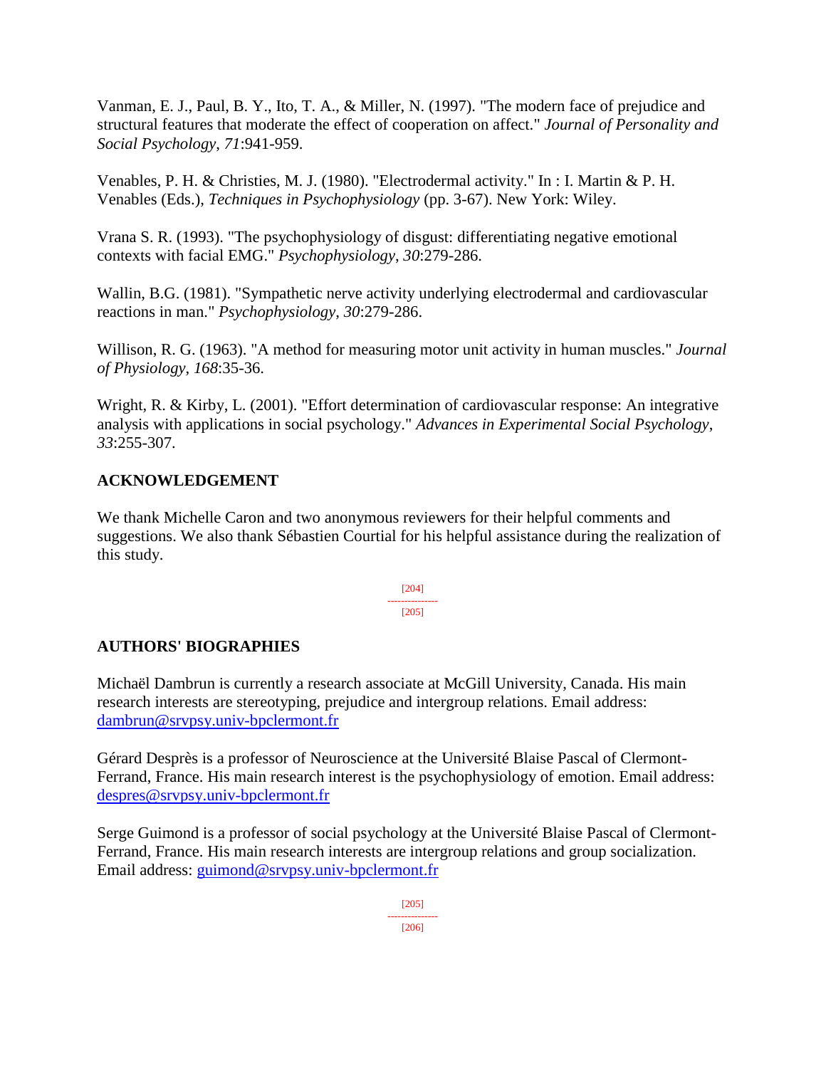Vanman, E. J., Paul, B. Y., Ito, T. A., & Miller, N. (1997). "The modern face of prejudice and structural features that moderate the effect of cooperation on affect." *Journal of Personality and Social Psychology*, *71*:941-959.

Venables, P. H. & Christies, M. J. (1980). "Electrodermal activity." In : I. Martin & P. H. Venables (Eds.), *Techniques in Psychophysiology* (pp. 3-67). New York: Wiley.

Vrana S. R. (1993). "The psychophysiology of disgust: differentiating negative emotional contexts with facial EMG." *Psychophysiology*, *30*:279-286.

Wallin, B.G. (1981). "Sympathetic nerve activity underlying electrodermal and cardiovascular reactions in man." *Psychophysiology*, *30*:279-286.

Willison, R. G. (1963). "A method for measuring motor unit activity in human muscles." *Journal of Physiology*, *168*:35-36.

Wright, R. & Kirby, L. (2001). "Effort determination of cardiovascular response: An integrative analysis with applications in social psychology." *Advances in Experimental Social Psychology*, *33*:255-307.

## ACKNOWLEDGEMENT

We thank Michelle Caron and two anonymous reviewers for their helpful comments and suggestions. We also thank Sébastien Courtial for his helpful assistance during the realization of this study.

## AUTHORS' BIOGRAPHIES

Michaël Dambrun is currently a research associate at McGill University, Canada. His main research interests are stereotyping, prejudice and intergroup relations. Email address: dambrun@srvpsy.univ-bpclermont.fr

Gérard Desprès is a professor of Neuroscience at the Université Blaise Pascal of Clermont-Ferrand, France. His main research interest is the psychophysiology of emotion. Email address: despres@srvpsy.univ-bpclermont.fr

Serge Guimond is a professor of social psychology at the Université Blaise Pascal of Clermont-Ferrand, France. His main research interests are intergroup relations and group socialization. Email address: guimond@srvpsy.univ-bpclermont.fr